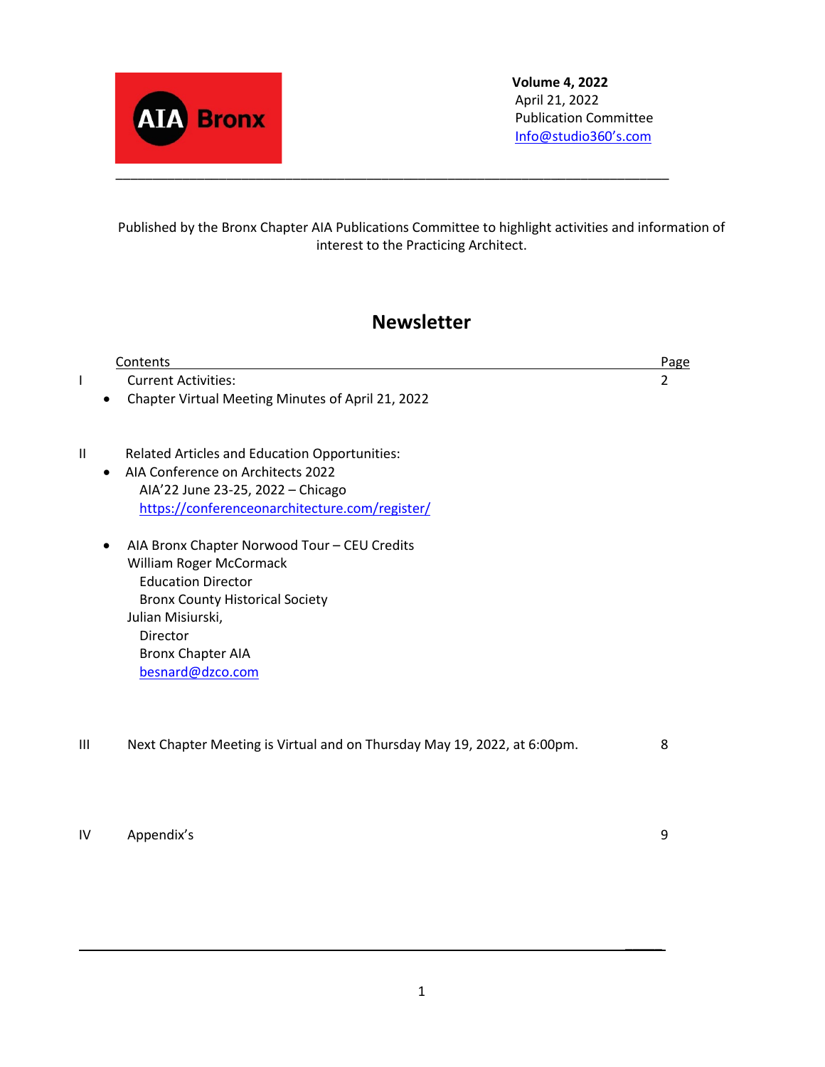AIA Bronx

**Volume 4, 2022**
April 21, 2022
Publication Committee
[Info@studio360's.com](mailto:Info@studio360's.com)

---

Published by the Bronx Chapter AIA Publications Committee to highlight activities and information of interest to the Practicing Architect.

# Newsletter

| | Contents | Page |
|---|---|---|
| I | Current Activities: | 2 |
| | • Chapter Virtual Meeting Minutes of April 21, 2022 | |
| II | Related Articles and Education Opportunities: | |
| | • AIA Conference on Architects 2022<br>AIA'22 June 23-25, 2022 – Chicago<br>https://conferenceonarchitecture.com/register/ | |
| | • AIA Bronx Chapter Norwood Tour – CEU Credits<br>William Roger McCormack<br>Education Director<br>Bronx County Historical Society<br>Julian Misiurski,<br>Director<br>Bronx Chapter AIA<br>besnard@dzco.com | |
| III | Next Chapter Meeting is Virtual and on Thursday May 19, 2022, at 6:00pm. | 8 |
| IV | Appendix's | 9 |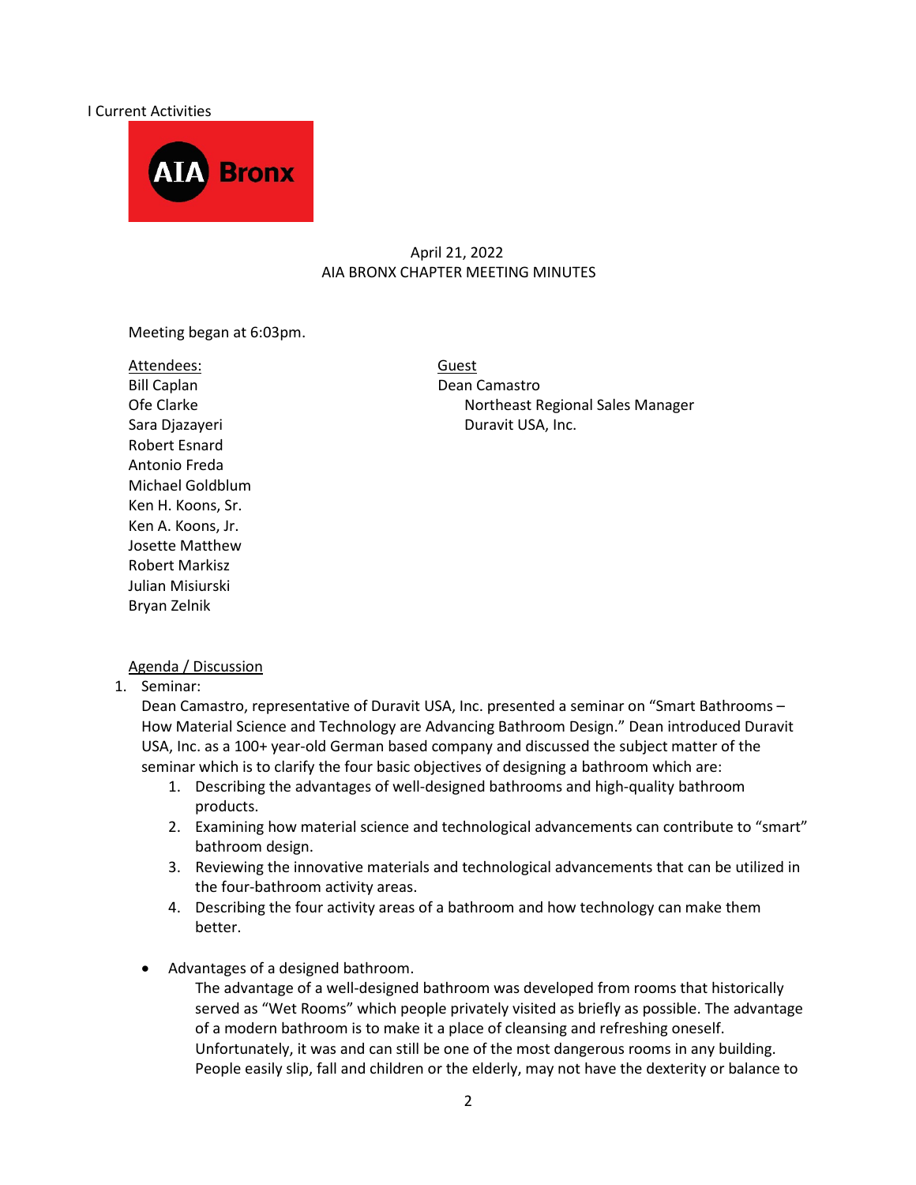I Current Activities

AIA Bronx

April 21, 2022
AIA BRONX CHAPTER MEETING MINUTES

Meeting began at 6:03pm.

Attendees:
Bill Caplan
Ofe Clarke
Sara Djazayeri
Robert Esnard
Antonio Freda
Michael Goldblum
Ken H. Koons, Sr.
Ken A. Koons, Jr.
Josette Matthew
Robert Markisz
Julian Misiurski
Bryan Zelnik

Guest
Dean Camastro
Northeast Regional Sales Manager
Duravit USA, Inc.

Agenda / Discussion

1. Seminar:
   Dean Camastro, representative of Duravit USA, Inc. presented a seminar on "Smart Bathrooms – How Material Science and Technology are Advancing Bathroom Design." Dean introduced Duravit USA, Inc. as a 100+ year-old German based company and discussed the subject matter of the seminar which is to clarify the four basic objectives of designing a bathroom which are:
   1. Describing the advantages of well-designed bathrooms and high-quality bathroom products.
   2. Examining how material science and technological advancements can contribute to "smart" bathroom design.
   3. Reviewing the innovative materials and technological advancements that can be utilized in the four-bathroom activity areas.
   4. Describing the four activity areas of a bathroom and how technology can make them better.

   - Advantages of a designed bathroom.
     The advantage of a well-designed bathroom was developed from rooms that historically served as "Wet Rooms" which people privately visited as briefly as possible. The advantage of a modern bathroom is to make it a place of cleansing and refreshing oneself. Unfortunately, it was and can still be one of the most dangerous rooms in any building. People easily slip, fall and children or the elderly, may not have the dexterity or balance to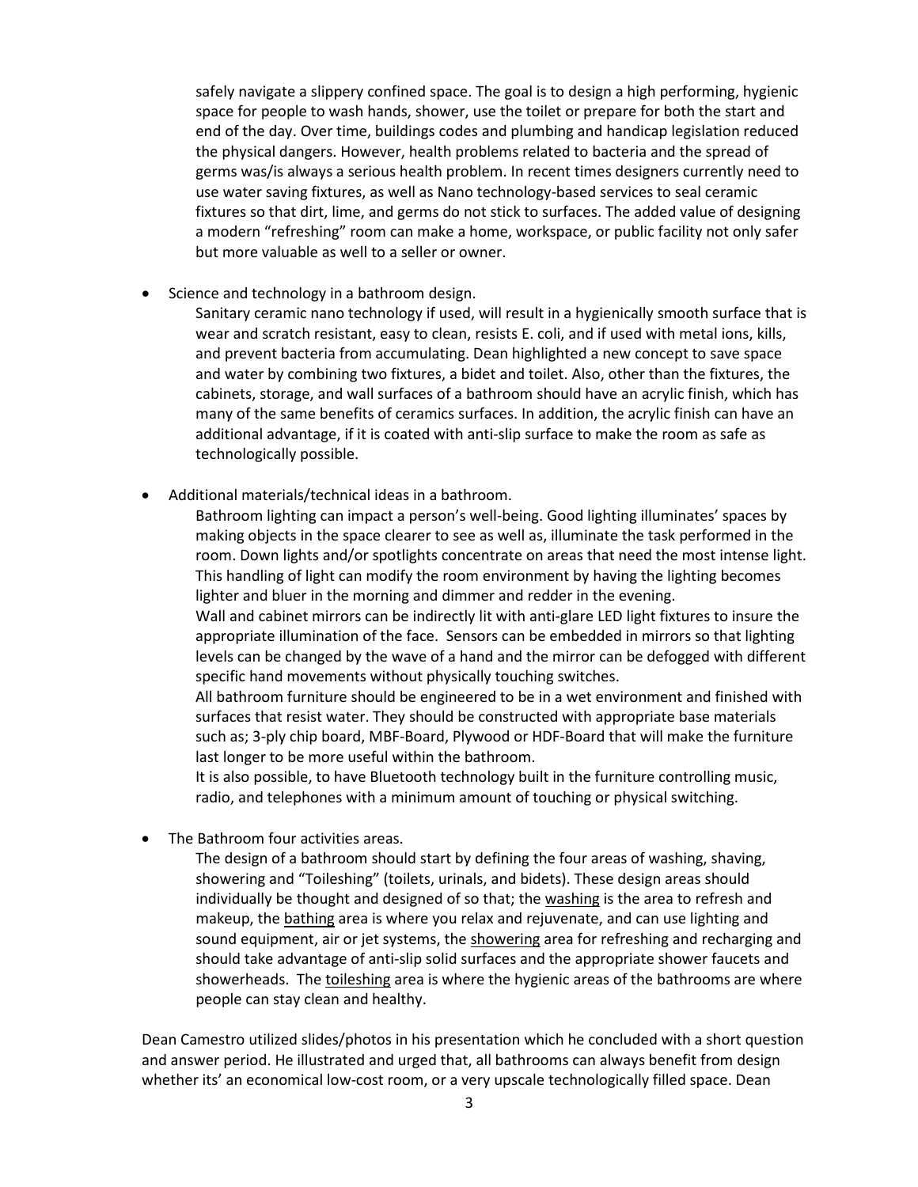safely navigate a slippery confined space. The goal is to design a high performing, hygienic space for people to wash hands, shower, use the toilet or prepare for both the start and end of the day. Over time, buildings codes and plumbing and handicap legislation reduced the physical dangers. However, health problems related to bacteria and the spread of germs was/is always a serious health problem. In recent times designers currently need to use water saving fixtures, as well as Nano technology-based services to seal ceramic fixtures so that dirt, lime, and germs do not stick to surfaces. The added value of designing a modern "refreshing" room can make a home, workspace, or public facility not only safer but more valuable as well to a seller or owner.

- Science and technology in a bathroom design.

  Sanitary ceramic nano technology if used, will result in a hygienically smooth surface that is wear and scratch resistant, easy to clean, resists E. coli, and if used with metal ions, kills, and prevent bacteria from accumulating. Dean highlighted a new concept to save space and water by combining two fixtures, a bidet and toilet. Also, other than the fixtures, the cabinets, storage, and wall surfaces of a bathroom should have an acrylic finish, which has many of the same benefits of ceramics surfaces. In addition, the acrylic finish can have an additional advantage, if it is coated with anti-slip surface to make the room as safe as technologically possible.

- Additional materials/technical ideas in a bathroom.

  Bathroom lighting can impact a person's well-being. Good lighting illuminates' spaces by making objects in the space clearer to see as well as, illuminate the task performed in the room. Down lights and/or spotlights concentrate on areas that need the most intense light. This handling of light can modify the room environment by having the lighting becomes lighter and bluer in the morning and dimmer and redder in the evening.

  Wall and cabinet mirrors can be indirectly lit with anti-glare LED light fixtures to insure the appropriate illumination of the face. Sensors can be embedded in mirrors so that lighting levels can be changed by the wave of a hand and the mirror can be defogged with different specific hand movements without physically touching switches.

  All bathroom furniture should be engineered to be in a wet environment and finished with surfaces that resist water. They should be constructed with appropriate base materials such as; 3-ply chip board, MBF-Board, Plywood or HDF-Board that will make the furniture last longer to be more useful within the bathroom.

  It is also possible, to have Bluetooth technology built in the furniture controlling music, radio, and telephones with a minimum amount of touching or physical switching.

- The Bathroom four activities areas.

  The design of a bathroom should start by defining the four areas of washing, shaving, showering and "Toileshing" (toilets, urinals, and bidets). These design areas should individually be thought and designed of so that; the <u>washing</u> is the area to refresh and makeup, the <u>bathing</u> area is where you relax and rejuvenate, and can use lighting and sound equipment, air or jet systems, the <u>showering</u> area for refreshing and recharging and should take advantage of anti-slip solid surfaces and the appropriate shower faucets and showerheads. The <u>toileshing</u> area is where the hygienic areas of the bathrooms are where people can stay clean and healthy.

Dean Camestro utilized slides/photos in his presentation which he concluded with a short question and answer period. He illustrated and urged that, all bathrooms can always benefit from design whether its' an economical low-cost room, or a very upscale technologically filled space. Dean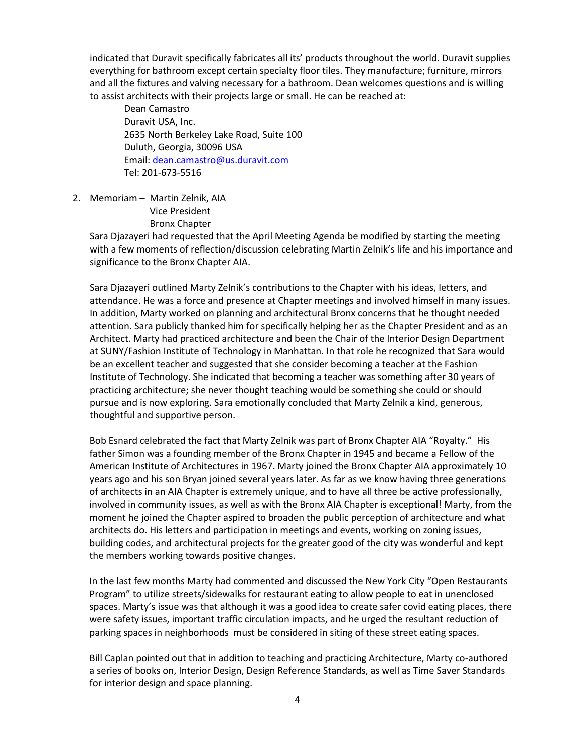indicated that Duravit specifically fabricates all its' products throughout the world. Duravit supplies everything for bathroom except certain specialty floor tiles. They manufacture; furniture, mirrors and all the fixtures and valving necessary for a bathroom. Dean welcomes questions and is willing to assist architects with their projects large or small. He can be reached at:

Dean Camastro
Duravit USA, Inc.
2635 North Berkeley Lake Road, Suite 100
Duluth, Georgia, 30096 USA
Email: dean.camastro@us.duravit.com
Tel: 201-673-5516

2. Memoriam – Martin Zelnik, AIA
   Vice President
   Bronx Chapter

   Sara Djazayeri had requested that the April Meeting Agenda be modified by starting the meeting with a few moments of reflection/discussion celebrating Martin Zelnik's life and his importance and significance to the Bronx Chapter AIA.

   Sara Djazayeri outlined Marty Zelnik's contributions to the Chapter with his ideas, letters, and attendance. He was a force and presence at Chapter meetings and involved himself in many issues. In addition, Marty worked on planning and architectural Bronx concerns that he thought needed attention. Sara publicly thanked him for specifically helping her as the Chapter President and as an Architect. Marty had practiced architecture and been the Chair of the Interior Design Department at SUNY/Fashion Institute of Technology in Manhattan. In that role he recognized that Sara would be an excellent teacher and suggested that she consider becoming a teacher at the Fashion Institute of Technology. She indicated that becoming a teacher was something after 30 years of practicing architecture; she never thought teaching would be something she could or should pursue and is now exploring. Sara emotionally concluded that Marty Zelnik a kind, generous, thoughtful and supportive person.

   Bob Esnard celebrated the fact that Marty Zelnik was part of Bronx Chapter AIA "Royalty." His father Simon was a founding member of the Bronx Chapter in 1945 and became a Fellow of the American Institute of Architectures in 1967. Marty joined the Bronx Chapter AIA approximately 10 years ago and his son Bryan joined several years later. As far as we know having three generations of architects in an AIA Chapter is extremely unique, and to have all three be active professionally, involved in community issues, as well as with the Bronx AIA Chapter is exceptional! Marty, from the moment he joined the Chapter aspired to broaden the public perception of architecture and what architects do. His letters and participation in meetings and events, working on zoning issues, building codes, and architectural projects for the greater good of the city was wonderful and kept the members working towards positive changes.

   In the last few months Marty had commented and discussed the New York City "Open Restaurants Program" to utilize streets/sidewalks for restaurant eating to allow people to eat in unenclosed spaces. Marty's issue was that although it was a good idea to create safer covid eating places, there were safety issues, important traffic circulation impacts, and he urged the resultant reduction of parking spaces in neighborhoods must be considered in siting of these street eating spaces.

   Bill Caplan pointed out that in addition to teaching and practicing Architecture, Marty co-authored a series of books on, Interior Design, Design Reference Standards, as well as Time Saver Standards for interior design and space planning.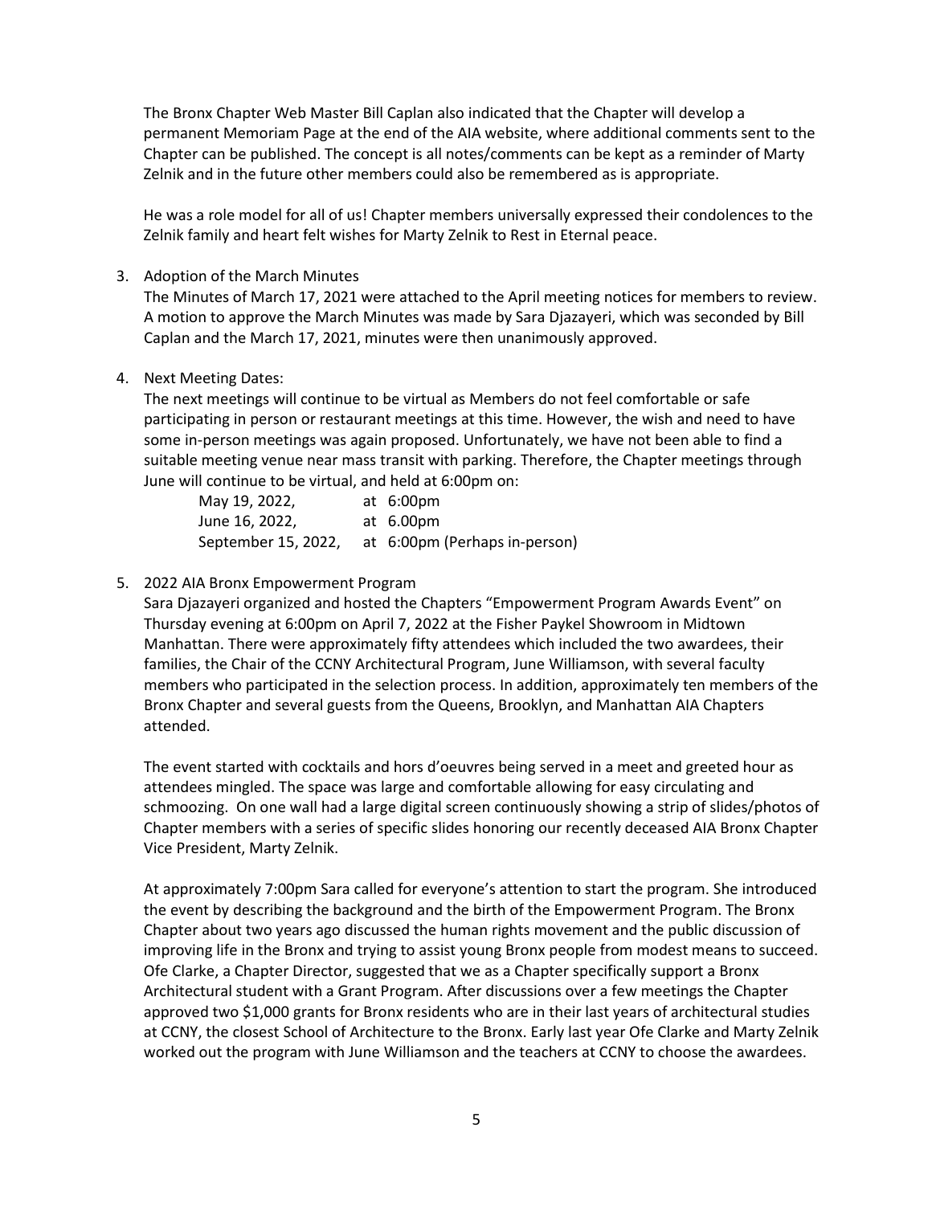The Bronx Chapter Web Master Bill Caplan also indicated that the Chapter will develop a permanent Memoriam Page at the end of the AIA website, where additional comments sent to the Chapter can be published. The concept is all notes/comments can be kept as a reminder of Marty Zelnik and in the future other members could also be remembered as is appropriate.

He was a role model for all of us! Chapter members universally expressed their condolences to the Zelnik family and heart felt wishes for Marty Zelnik to Rest in Eternal peace.

3. Adoption of the March Minutes

   The Minutes of March 17, 2021 were attached to the April meeting notices for members to review. A motion to approve the March Minutes was made by Sara Djazayeri, which was seconded by Bill Caplan and the March 17, 2021, minutes were then unanimously approved.

4. Next Meeting Dates:

   The next meetings will continue to be virtual as Members do not feel comfortable or safe participating in person or restaurant meetings at this time. However, the wish and need to have some in-person meetings was again proposed. Unfortunately, we have not been able to find a suitable meeting venue near mass transit with parking. Therefore, the Chapter meetings through June will continue to be virtual, and held at 6:00pm on:

   May 19, 2022, at 6:00pm
   June 16, 2022, at 6.00pm
   September 15, 2022, at 6:00pm (Perhaps in-person)

5. 2022 AIA Bronx Empowerment Program

   Sara Djazayeri organized and hosted the Chapters "Empowerment Program Awards Event" on Thursday evening at 6:00pm on April 7, 2022 at the Fisher Paykel Showroom in Midtown Manhattan. There were approximately fifty attendees which included the two awardees, their families, the Chair of the CCNY Architectural Program, June Williamson, with several faculty members who participated in the selection process. In addition, approximately ten members of the Bronx Chapter and several guests from the Queens, Brooklyn, and Manhattan AIA Chapters attended.

   The event started with cocktails and hors d'oeuvres being served in a meet and greeted hour as attendees mingled. The space was large and comfortable allowing for easy circulating and schmoozing. On one wall had a large digital screen continuously showing a strip of slides/photos of Chapter members with a series of specific slides honoring our recently deceased AIA Bronx Chapter Vice President, Marty Zelnik.

   At approximately 7:00pm Sara called for everyone's attention to start the program. She introduced the event by describing the background and the birth of the Empowerment Program. The Bronx Chapter about two years ago discussed the human rights movement and the public discussion of improving life in the Bronx and trying to assist young Bronx people from modest means to succeed. Ofe Clarke, a Chapter Director, suggested that we as a Chapter specifically support a Bronx Architectural student with a Grant Program. After discussions over a few meetings the Chapter approved two $1,000 grants for Bronx residents who are in their last years of architectural studies at CCNY, the closest School of Architecture to the Bronx. Early last year Ofe Clarke and Marty Zelnik worked out the program with June Williamson and the teachers at CCNY to choose the awardees.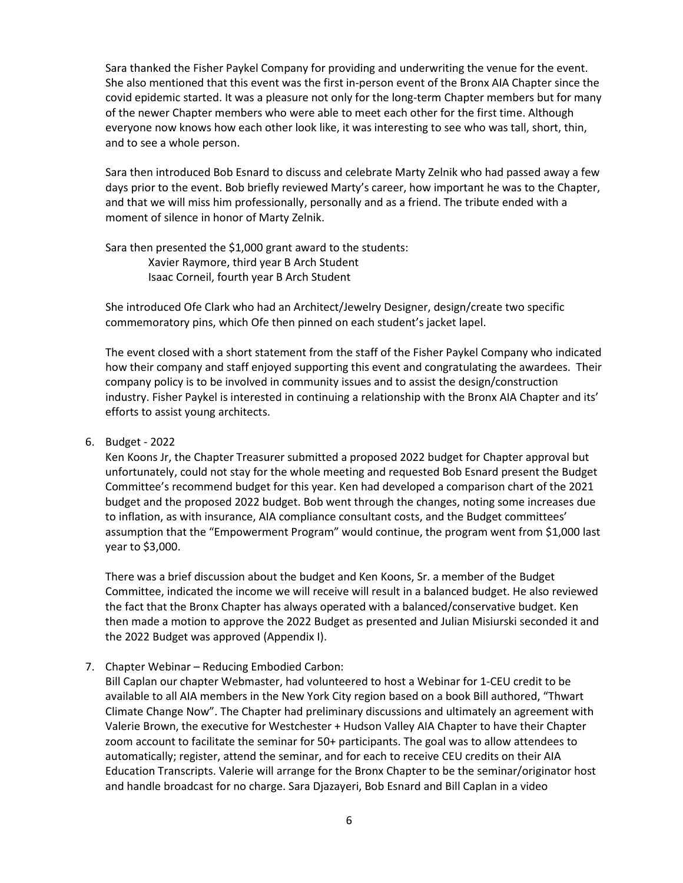Sara thanked the Fisher Paykel Company for providing and underwriting the venue for the event. She also mentioned that this event was the first in-person event of the Bronx AIA Chapter since the covid epidemic started. It was a pleasure not only for the long-term Chapter members but for many of the newer Chapter members who were able to meet each other for the first time. Although everyone now knows how each other look like, it was interesting to see who was tall, short, thin, and to see a whole person.

Sara then introduced Bob Esnard to discuss and celebrate Marty Zelnik who had passed away a few days prior to the event. Bob briefly reviewed Marty's career, how important he was to the Chapter, and that we will miss him professionally, personally and as a friend. The tribute ended with a moment of silence in honor of Marty Zelnik.

Sara then presented the $1,000 grant award to the students:

Xavier Raymore, third year B Arch Student
Isaac Corneil, fourth year B Arch Student

She introduced Ofe Clark who had an Architect/Jewelry Designer, design/create two specific commemoratory pins, which Ofe then pinned on each student's jacket lapel.

The event closed with a short statement from the staff of the Fisher Paykel Company who indicated how their company and staff enjoyed supporting this event and congratulating the awardees. Their company policy is to be involved in community issues and to assist the design/construction industry. Fisher Paykel is interested in continuing a relationship with the Bronx AIA Chapter and its' efforts to assist young architects.

6. Budget - 2022

   Ken Koons Jr, the Chapter Treasurer submitted a proposed 2022 budget for Chapter approval but unfortunately, could not stay for the whole meeting and requested Bob Esnard present the Budget Committee's recommend budget for this year. Ken had developed a comparison chart of the 2021 budget and the proposed 2022 budget. Bob went through the changes, noting some increases due to inflation, as with insurance, AIA compliance consultant costs, and the Budget committees' assumption that the "Empowerment Program" would continue, the program went from $1,000 last year to $3,000.

   There was a brief discussion about the budget and Ken Koons, Sr. a member of the Budget Committee, indicated the income we will receive will result in a balanced budget. He also reviewed the fact that the Bronx Chapter has always operated with a balanced/conservative budget. Ken then made a motion to approve the 2022 Budget as presented and Julian Misiurski seconded it and the 2022 Budget was approved (Appendix I).

7. Chapter Webinar – Reducing Embodied Carbon:

   Bill Caplan our chapter Webmaster, had volunteered to host a Webinar for 1-CEU credit to be available to all AIA members in the New York City region based on a book Bill authored, "Thwart Climate Change Now". The Chapter had preliminary discussions and ultimately an agreement with Valerie Brown, the executive for Westchester + Hudson Valley AIA Chapter to have their Chapter zoom account to facilitate the seminar for 50+ participants. The goal was to allow attendees to automatically; register, attend the seminar, and for each to receive CEU credits on their AIA Education Transcripts. Valerie will arrange for the Bronx Chapter to be the seminar/originator host and handle broadcast for no charge. Sara Djazayeri, Bob Esnard and Bill Caplan in a video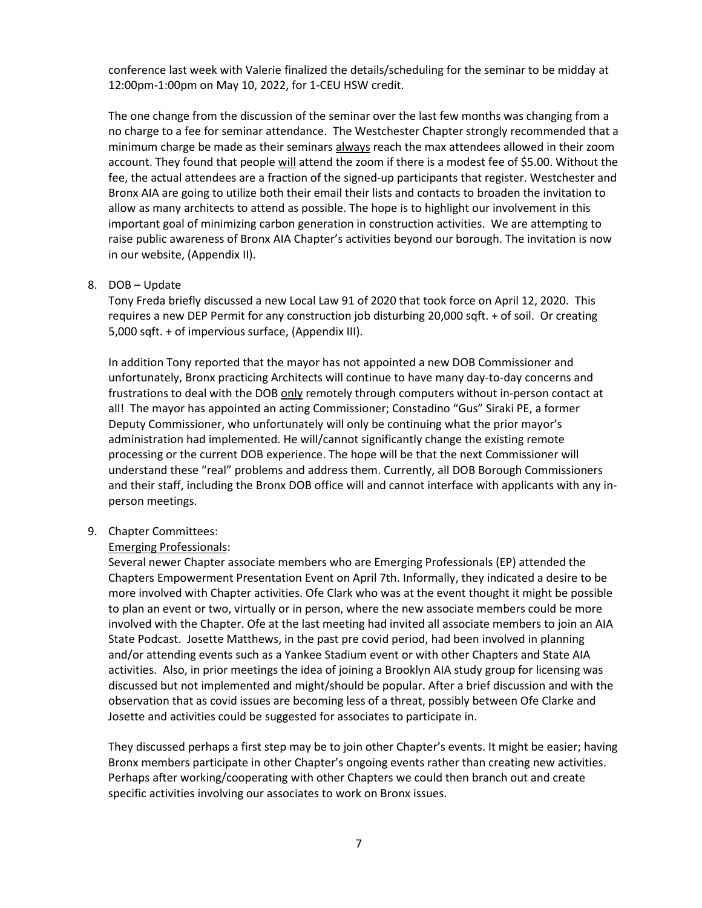conference last week with Valerie finalized the details/scheduling for the seminar to be midday at 12:00pm-1:00pm on May 10, 2022, for 1-CEU HSW credit.

The one change from the discussion of the seminar over the last few months was changing from a no charge to a fee for seminar attendance. The Westchester Chapter strongly recommended that a minimum charge be made as their seminars <u>always</u> reach the max attendees allowed in their zoom account. They found that people <u>will</u> attend the zoom if there is a modest fee of $5.00. Without the fee, the actual attendees are a fraction of the signed-up participants that register. Westchester and Bronx AIA are going to utilize both their email their lists and contacts to broaden the invitation to allow as many architects to attend as possible. The hope is to highlight our involvement in this important goal of minimizing carbon generation in construction activities. We are attempting to raise public awareness of Bronx AIA Chapter's activities beyond our borough. The invitation is now in our website, (Appendix II).

8. DOB – Update

   Tony Freda briefly discussed a new Local Law 91 of 2020 that took force on April 12, 2020. This requires a new DEP Permit for any construction job disturbing 20,000 sqft. + of soil. Or creating 5,000 sqft. + of impervious surface, (Appendix III).

   In addition Tony reported that the mayor has not appointed a new DOB Commissioner and unfortunately, Bronx practicing Architects will continue to have many day-to-day concerns and frustrations to deal with the DOB <u>only</u> remotely through computers without in-person contact at all! The mayor has appointed an acting Commissioner; Constadino "Gus" Siraki PE, a former Deputy Commissioner, who unfortunately will only be continuing what the prior mayor's administration had implemented. He will/cannot significantly change the existing remote processing or the current DOB experience. The hope will be that the next Commissioner will understand these "real" problems and address them. Currently, all DOB Borough Commissioners and their staff, including the Bronx DOB office will and cannot interface with applicants with any in-person meetings.

9. Chapter Committees:

   <u>Emerging Professionals</u>:

   Several newer Chapter associate members who are Emerging Professionals (EP) attended the Chapters Empowerment Presentation Event on April 7th. Informally, they indicated a desire to be more involved with Chapter activities. Ofe Clark who was at the event thought it might be possible to plan an event or two, virtually or in person, where the new associate members could be more involved with the Chapter. Ofe at the last meeting had invited all associate members to join an AIA State Podcast. Josette Matthews, in the past pre covid period, had been involved in planning and/or attending events such as a Yankee Stadium event or with other Chapters and State AIA activities. Also, in prior meetings the idea of joining a Brooklyn AIA study group for licensing was discussed but not implemented and might/should be popular. After a brief discussion and with the observation that as covid issues are becoming less of a threat, possibly between Ofe Clarke and Josette and activities could be suggested for associates to participate in.

   They discussed perhaps a first step may be to join other Chapter's events. It might be easier; having Bronx members participate in other Chapter's ongoing events rather than creating new activities. Perhaps after working/cooperating with other Chapters we could then branch out and create specific activities involving our associates to work on Bronx issues.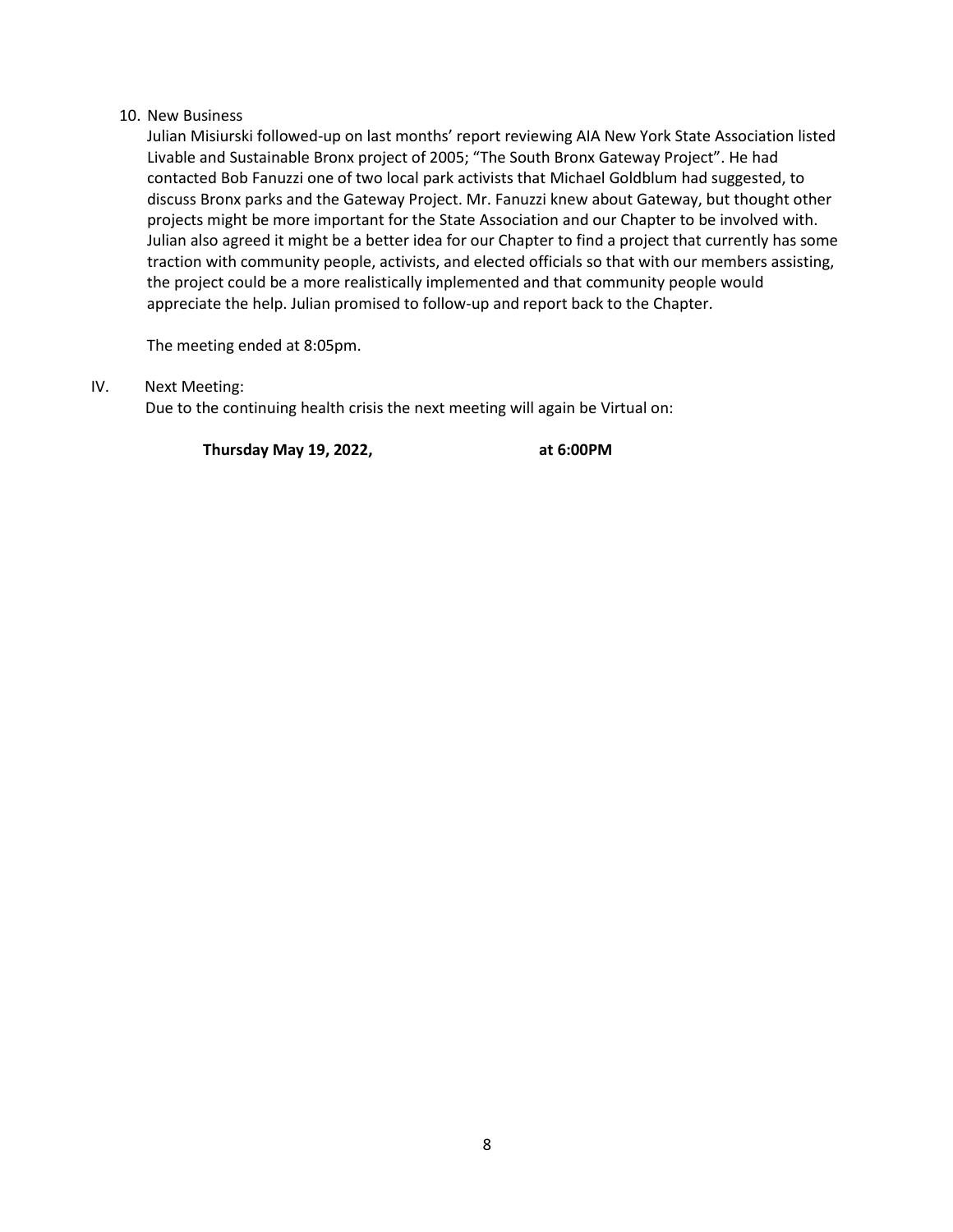10. New Business

    Julian Misiurski followed-up on last months' report reviewing AIA New York State Association listed Livable and Sustainable Bronx project of 2005; "The South Bronx Gateway Project". He had contacted Bob Fanuzzi one of two local park activists that Michael Goldblum had suggested, to discuss Bronx parks and the Gateway Project. Mr. Fanuzzi knew about Gateway, but thought other projects might be more important for the State Association and our Chapter to be involved with. Julian also agreed it might be a better idea for our Chapter to find a project that currently has some traction with community people, activists, and elected officials so that with our members assisting, the project could be a more realistically implemented and that community people would appreciate the help. Julian promised to follow-up and report back to the Chapter.

    The meeting ended at 8:05pm.

IV. Next Meeting:

Due to the continuing health crisis the next meeting will again be Virtual on:

**Thursday May 19, 2022, at 6:00PM**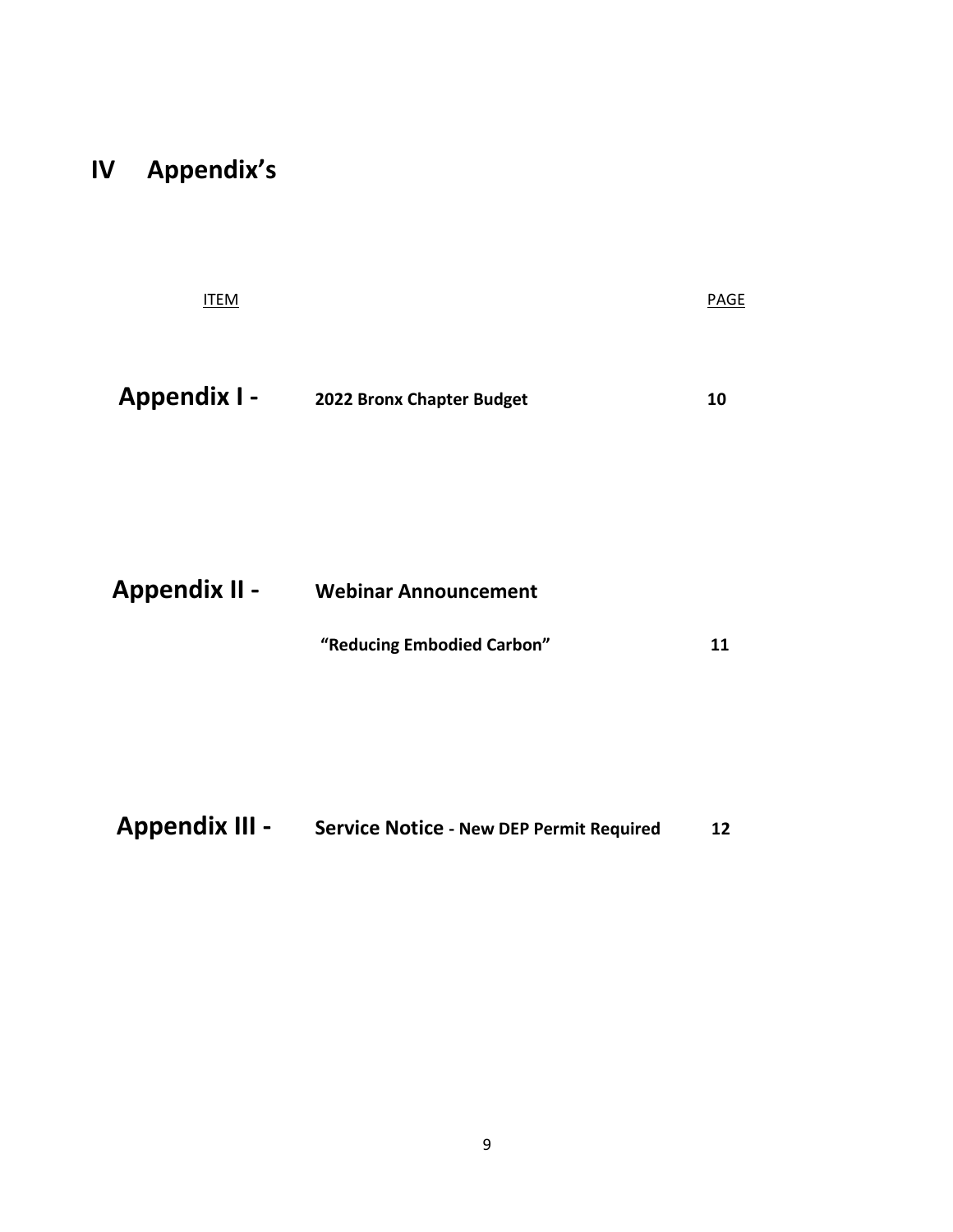# IV Appendix's

| ITEM | | PAGE |
|---|---|---|
| **Appendix I -** | **2022 Bronx Chapter Budget** | **10** |
| **Appendix II -** | **Webinar Announcement "Reducing Embodied Carbon"** | **11** |
| **Appendix III -** | **Service Notice - New DEP Permit Required** | **12** |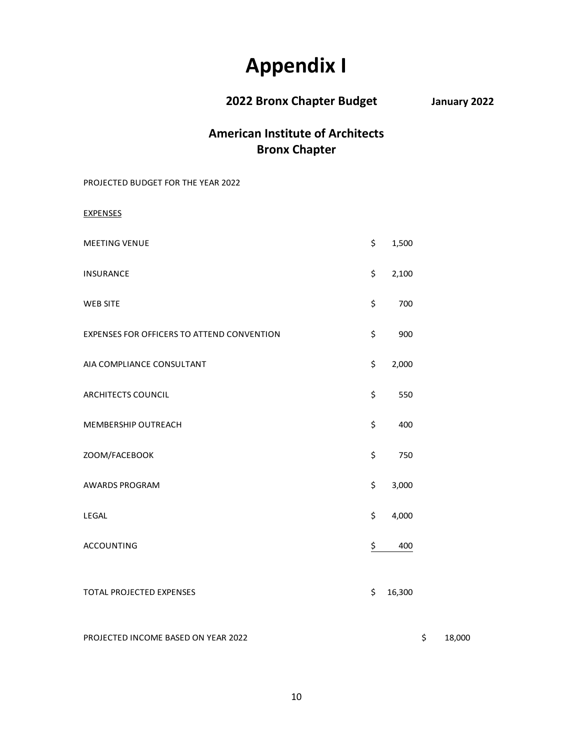# Appendix I

**2022 Bronx Chapter Budget** **January 2022**

## American Institute of Architects
## Bronx Chapter

PROJECTED BUDGET FOR THE YEAR 2022

EXPENSES

| | | |
|---|---|---|
| MEETING VENUE | $ 1,500 | |
| INSURANCE | $ 2,100 | |
| WEB SITE | $ 700 | |
| EXPENSES FOR OFFICERS TO ATTEND CONVENTION | $ 900 | |
| AIA COMPLIANCE CONSULTANT | $ 2,000 | |
| ARCHITECTS COUNCIL | $ 550 | |
| MEMBERSHIP OUTREACH | $ 400 | |
| ZOOM/FACEBOOK | $ 750 | |
| AWARDS PROGRAM | $ 3,000 | |
| LEGAL | $ 4,000 | |
| ACCOUNTING | $ 400 | |
| TOTAL PROJECTED EXPENSES | $ 16,300 | |
| PROJECTED INCOME BASED ON YEAR 2022 | | $ 18,000 |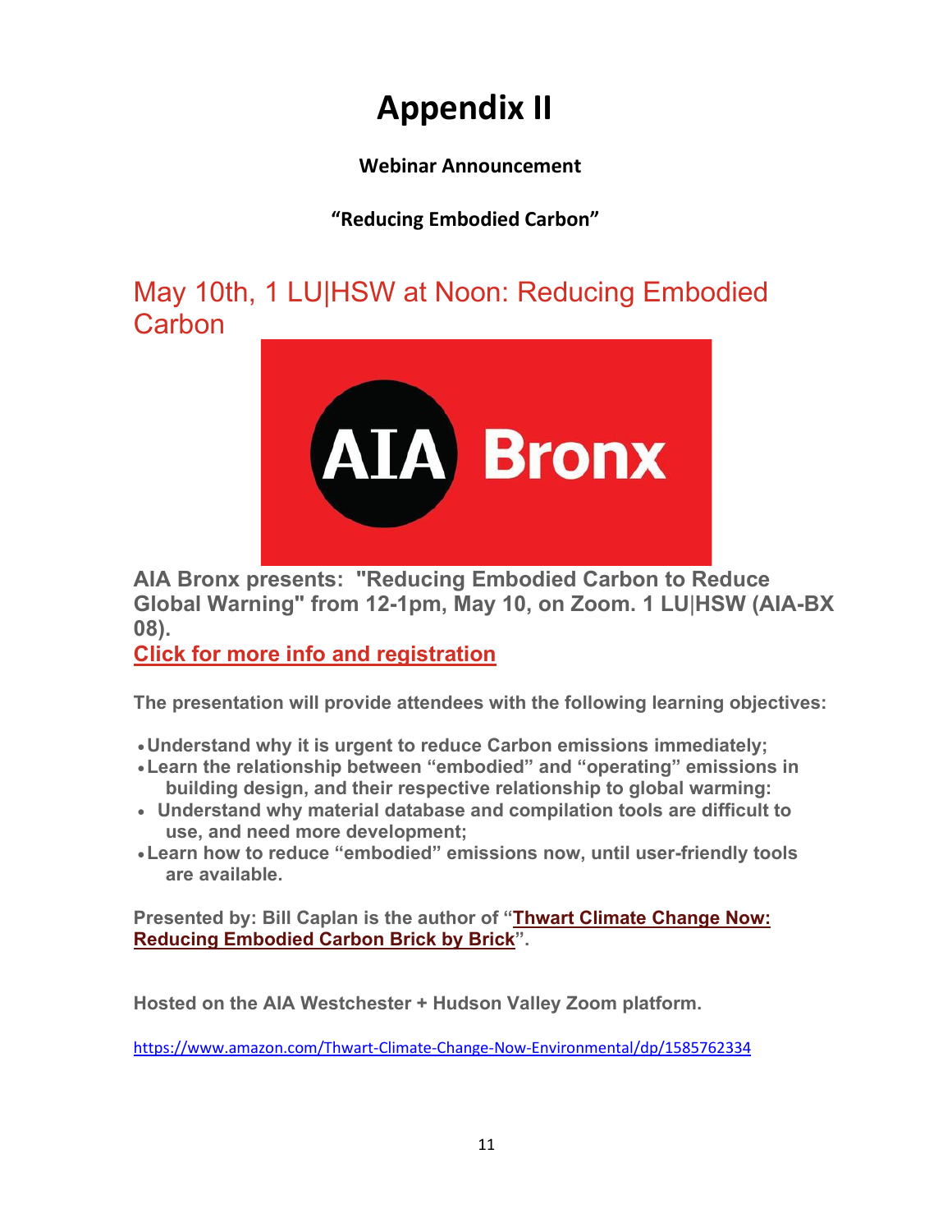# Appendix II

**Webinar Announcement**

**"Reducing Embodied Carbon"**

## May 10th, 1 LU|HSW at Noon: Reducing Embodied Carbon

AIA Bronx

**AIA Bronx presents: "Reducing Embodied Carbon to Reduce Global Warning" from 12-1pm, May 10, on Zoom. 1 LU|HSW (AIA-BX 08).**

**Click for more info and registration**

**The presentation will provide attendees with the following learning objectives:**

- **Understand why it is urgent to reduce Carbon emissions immediately;**
- **Learn the relationship between "embodied" and "operating" emissions in building design, and their respective relationship to global warming:**
- **Understand why material database and compilation tools are difficult to use, and need more development;**
- **Learn how to reduce "embodied" emissions now, until user-friendly tools are available.**

**Presented by: Bill Caplan is the author of "Thwart Climate Change Now: Reducing Embodied Carbon Brick by Brick".**

**Hosted on the AIA Westchester + Hudson Valley Zoom platform.**

https://www.amazon.com/Thwart-Climate-Change-Now-Environmental/dp/1585762334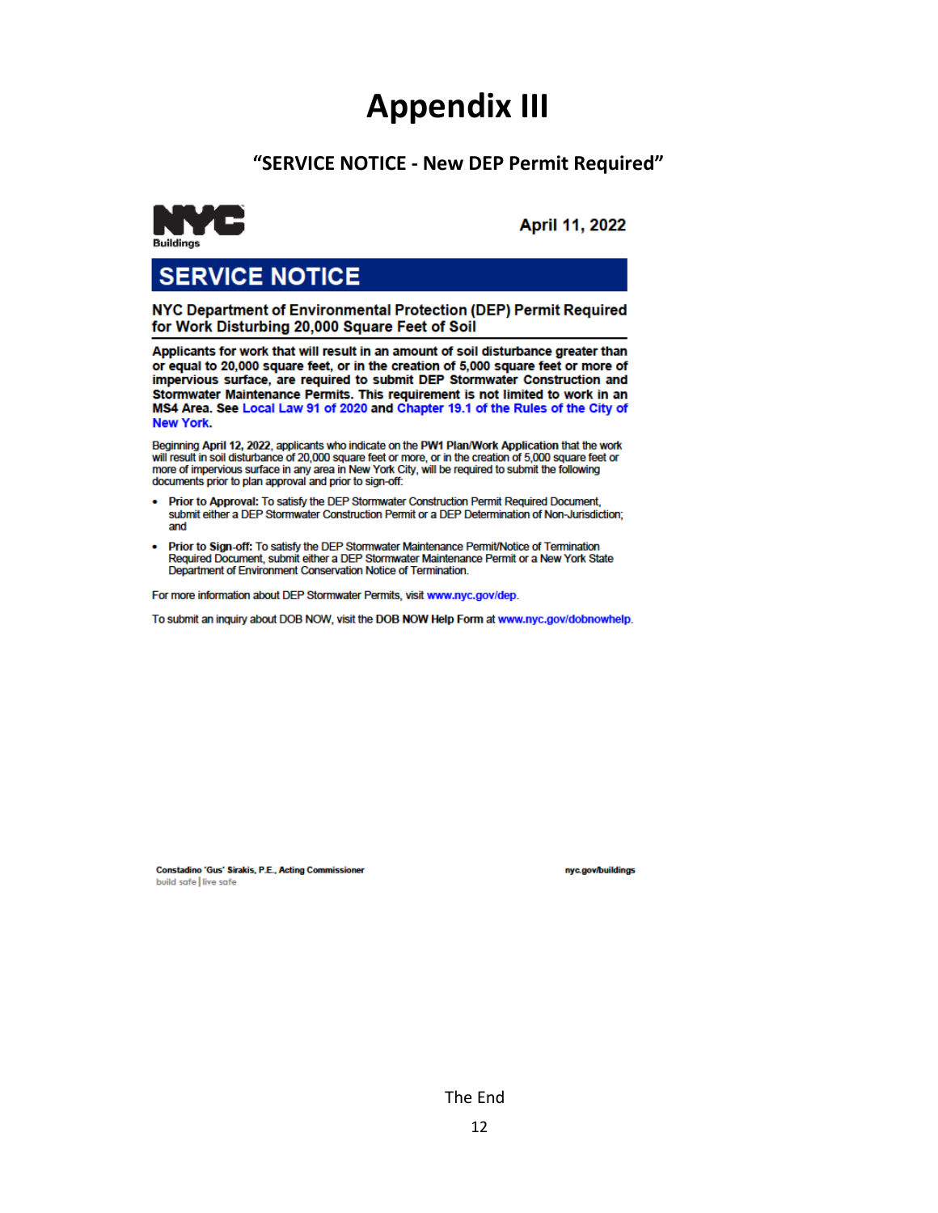# Appendix III

### "SERVICE NOTICE - New DEP Permit Required"

NYC Buildings

**April 11, 2022**

## SERVICE NOTICE

### NYC Department of Environmental Protection (DEP) Permit Required for Work Disturbing 20,000 Square Feet of Soil

**Applicants for work that will result in an amount of soil disturbance greater than or equal to 20,000 square feet, or in the creation of 5,000 square feet or more of impervious surface, are required to submit DEP Stormwater Construction and Stormwater Maintenance Permits. This requirement is not limited to work in an MS4 Area. See Local Law 91 of 2020 and Chapter 19.1 of the Rules of the City of New York.**

Beginning **April 12, 2022**, applicants who indicate on the **PW1 Plan/Work Application** that the work will result in soil disturbance of 20,000 square feet or more, or in the creation of 5,000 square feet or more of impervious surface in any area in New York City, will be required to submit the following documents prior to plan approval and prior to sign-off:

- **Prior to Approval:** To satisfy the DEP Stormwater Construction Permit Required Document, submit either a DEP Stormwater Construction Permit or a DEP Determination of Non-Jurisdiction; and
- **Prior to Sign-off:** To satisfy the DEP Stormwater Maintenance Permit/Notice of Termination Required Document, submit either a DEP Stormwater Maintenance Permit or a New York State Department of Environment Conservation Notice of Termination.

For more information about DEP Stormwater Permits, visit www.nyc.gov/dep.

To submit an inquiry about DOB NOW, visit the **DOB NOW Help Form** at www.nyc.gov/dobnowhelp.

**Constadino 'Gus' Sirakis, P.E., Acting Commissioner**
build safe | live safe

**nyc.gov/buildings**

The End